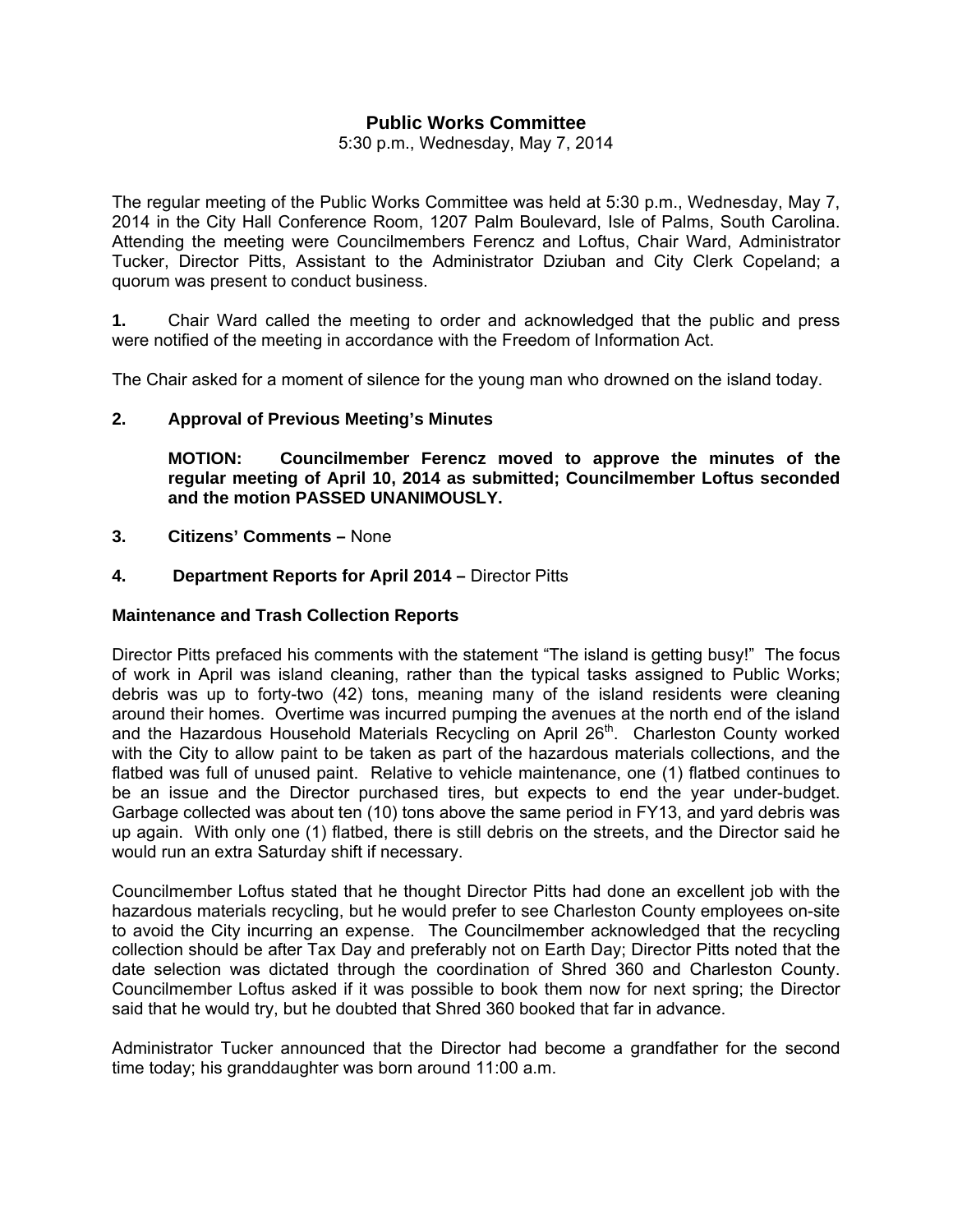# Public Works Committee

5:30 p.m., Wednesday, May 7, 2014

The regular meeting of the Public Works Committee was held at 5:30 p.m., Wednesday, May 7, 2014 in the City Hall Conference Room, 1207 Palm Boulevard, Isle of Palms, South Carolina. Attending the meeting were Councilmembers Ferencz and Loftus, Chair Ward, Administrator Tucker, Director Pitts, Assistant to the Administrator Dziuban and City Clerk Copeland; a quorum was present to conduct business.

**1.** Chair Ward called the meeting to order and acknowledged that the public and press were notified of the meeting in accordance with the Freedom of Information Act.

The Chair asked for a moment of silence for the young man who drowned on the island today.

**2. Approval of Previous Meeting's Minutes**

**MOTION: Councilmember Ferencz moved to approve the minutes of the regular meeting of April 10, 2014 as submitted; Councilmember Loftus seconded and the motion PASSED UNANIMOUSLY.**

**3. Citizens' Comments –** None

**4. Department Reports for April 2014 –** Director Pitts

**Maintenance and Trash Collection Reports**

Director Pitts prefaced his comments with the statement "The island is getting busy!" The focus of work in April was island cleaning, rather than the typical tasks assigned to Public Works; debris was up to forty-two (42) tons, meaning many of the island residents were cleaning around their homes. Overtime was incurred pumping the avenues at the north end of the island and the Hazardous Household Materials Recycling on April 26th. Charleston County worked with the City to allow paint to be taken as part of the hazardous materials collections, and the flatbed was full of unused paint. Relative to vehicle maintenance, one (1) flatbed continues to be an issue and the Director purchased tires, but expects to end the year under-budget. Garbage collected was about ten (10) tons above the same period in FY13, and yard debris was up again. With only one (1) flatbed, there is still debris on the streets, and the Director said he would run an extra Saturday shift if necessary.

Councilmember Loftus stated that he thought Director Pitts had done an excellent job with the hazardous materials recycling, but he would prefer to see Charleston County employees on-site to avoid the City incurring an expense. The Councilmember acknowledged that the recycling collection should be after Tax Day and preferably not on Earth Day; Director Pitts noted that the date selection was dictated through the coordination of Shred 360 and Charleston County. Councilmember Loftus asked if it was possible to book them now for next spring; the Director said that he would try, but he doubted that Shred 360 booked that far in advance.

Administrator Tucker announced that the Director had become a grandfather for the second time today; his granddaughter was born around 11:00 a.m.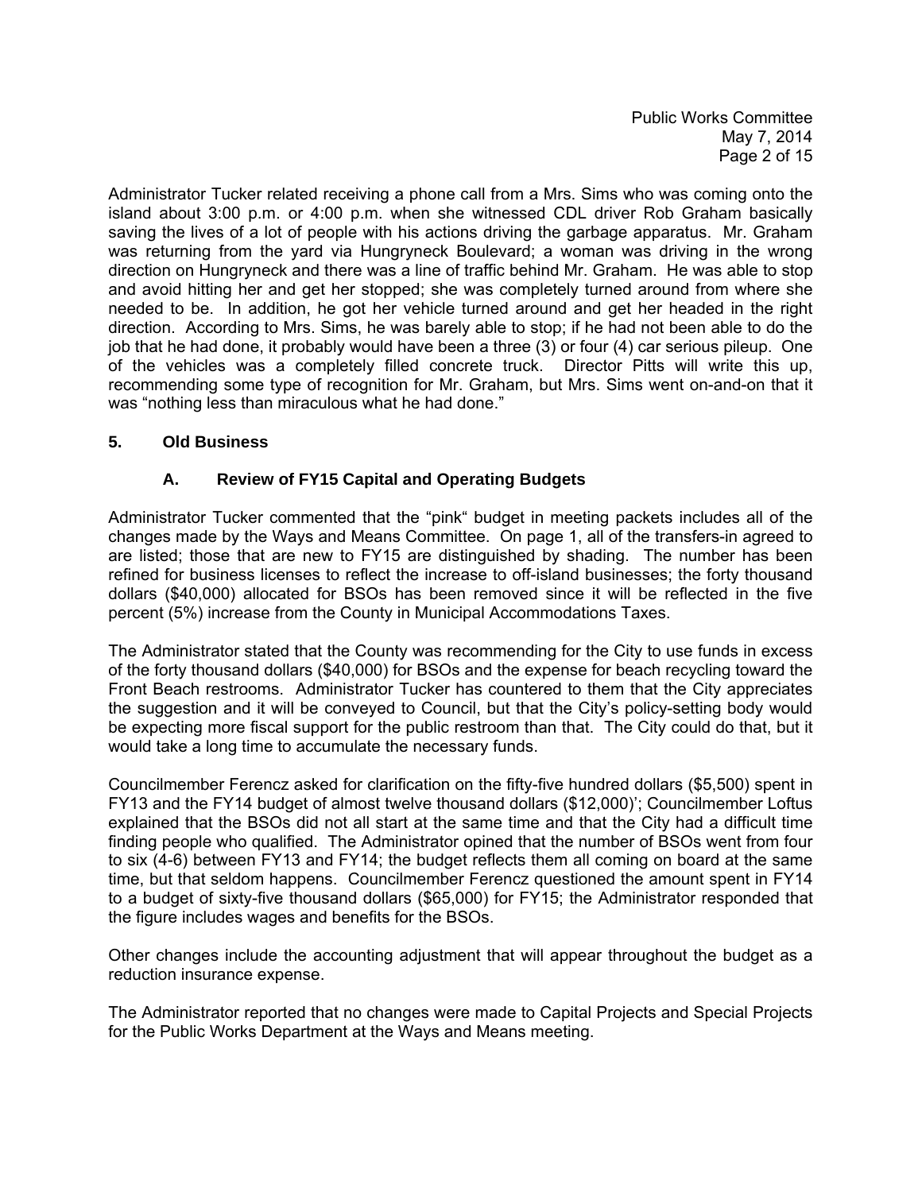Administrator Tucker related receiving a phone call from a Mrs. Sims who was coming onto the island about 3:00 p.m. or 4:00 p.m. when she witnessed CDL driver Rob Graham basically saving the lives of a lot of people with his actions driving the garbage apparatus. Mr. Graham was returning from the yard via Hungryneck Boulevard; a woman was driving in the wrong direction on Hungryneck and there was a line of traffic behind Mr. Graham. He was able to stop and avoid hitting her and get her stopped; she was completely turned around from where she needed to be. In addition, he got her vehicle turned around and get her headed in the right direction. According to Mrs. Sims, he was barely able to stop; if he had not been able to do the job that he had done, it probably would have been a three (3) or four (4) car serious pileup. One of the vehicles was a completely filled concrete truck. Director Pitts will write this up, recommending some type of recognition for Mr. Graham, but Mrs. Sims went on-and-on that it was "nothing less than miraculous what he had done."

## 5. Old Business

### A. Review of FY15 Capital and Operating Budgets

Administrator Tucker commented that the "pink" budget in meeting packets includes all of the changes made by the Ways and Means Committee. On page 1, all of the transfers-in agreed to are listed; those that are new to FY15 are distinguished by shading. The number has been refined for business licenses to reflect the increase to off-island businesses; the forty thousand dollars ($40,000) allocated for BSOs has been removed since it will be reflected in the five percent (5%) increase from the County in Municipal Accommodations Taxes.

The Administrator stated that the County was recommending for the City to use funds in excess of the forty thousand dollars ($40,000) for BSOs and the expense for beach recycling toward the Front Beach restrooms. Administrator Tucker has countered to them that the City appreciates the suggestion and it will be conveyed to Council, but that the City's policy-setting body would be expecting more fiscal support for the public restroom than that. The City could do that, but it would take a long time to accumulate the necessary funds.

Councilmember Ferencz asked for clarification on the fifty-five hundred dollars ($5,500) spent in FY13 and the FY14 budget of almost twelve thousand dollars ($12,000)'; Councilmember Loftus explained that the BSOs did not all start at the same time and that the City had a difficult time finding people who qualified. The Administrator opined that the number of BSOs went from four to six (4-6) between FY13 and FY14; the budget reflects them all coming on board at the same time, but that seldom happens. Councilmember Ferencz questioned the amount spent in FY14 to a budget of sixty-five thousand dollars ($65,000) for FY15; the Administrator responded that the figure includes wages and benefits for the BSOs.

Other changes include the accounting adjustment that will appear throughout the budget as a reduction insurance expense.

The Administrator reported that no changes were made to Capital Projects and Special Projects for the Public Works Department at the Ways and Means meeting.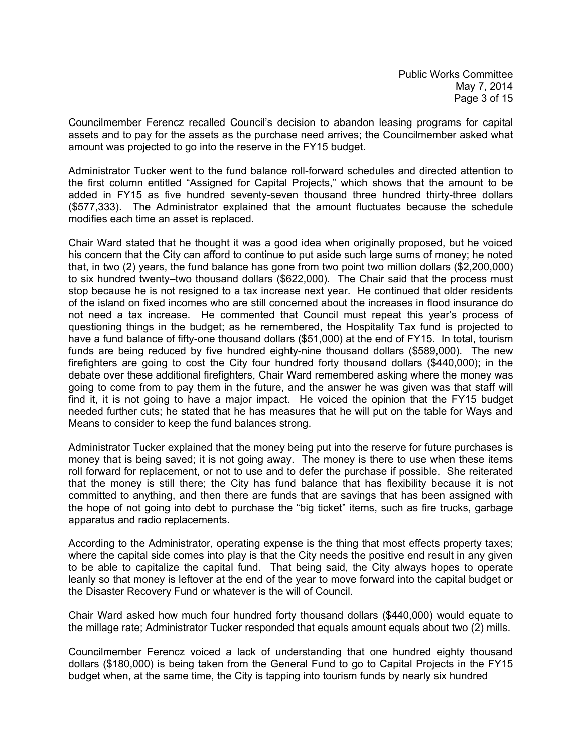Councilmember Ferencz recalled Council's decision to abandon leasing programs for capital assets and to pay for the assets as the purchase need arrives; the Councilmember asked what amount was projected to go into the reserve in the FY15 budget.

Administrator Tucker went to the fund balance roll-forward schedules and directed attention to the first column entitled "Assigned for Capital Projects," which shows that the amount to be added in FY15 as five hundred seventy-seven thousand three hundred thirty-three dollars ($577,333). The Administrator explained that the amount fluctuates because the schedule modifies each time an asset is replaced.

Chair Ward stated that he thought it was a good idea when originally proposed, but he voiced his concern that the City can afford to continue to put aside such large sums of money; he noted that, in two (2) years, the fund balance has gone from two point two million dollars ($2,200,000) to six hundred twenty–two thousand dollars ($622,000). The Chair said that the process must stop because he is not resigned to a tax increase next year. He continued that older residents of the island on fixed incomes who are still concerned about the increases in flood insurance do not need a tax increase. He commented that Council must repeat this year's process of questioning things in the budget; as he remembered, the Hospitality Tax fund is projected to have a fund balance of fifty-one thousand dollars ($51,000) at the end of FY15. In total, tourism funds are being reduced by five hundred eighty-nine thousand dollars ($589,000). The new firefighters are going to cost the City four hundred forty thousand dollars ($440,000); in the debate over these additional firefighters, Chair Ward remembered asking where the money was going to come from to pay them in the future, and the answer he was given was that staff will find it, it is not going to have a major impact. He voiced the opinion that the FY15 budget needed further cuts; he stated that he has measures that he will put on the table for Ways and Means to consider to keep the fund balances strong.

Administrator Tucker explained that the money being put into the reserve for future purchases is money that is being saved; it is not going away. The money is there to use when these items roll forward for replacement, or not to use and to defer the purchase if possible. She reiterated that the money is still there; the City has fund balance that has flexibility because it is not committed to anything, and then there are funds that are savings that has been assigned with the hope of not going into debt to purchase the "big ticket" items, such as fire trucks, garbage apparatus and radio replacements.

According to the Administrator, operating expense is the thing that most effects property taxes; where the capital side comes into play is that the City needs the positive end result in any given to be able to capitalize the capital fund. That being said, the City always hopes to operate leanly so that money is leftover at the end of the year to move forward into the capital budget or the Disaster Recovery Fund or whatever is the will of Council.

Chair Ward asked how much four hundred forty thousand dollars ($440,000) would equate to the millage rate; Administrator Tucker responded that equals amount equals about two (2) mills.

Councilmember Ferencz voiced a lack of understanding that one hundred eighty thousand dollars ($180,000) is being taken from the General Fund to go to Capital Projects in the FY15 budget when, at the same time, the City is tapping into tourism funds by nearly six hundred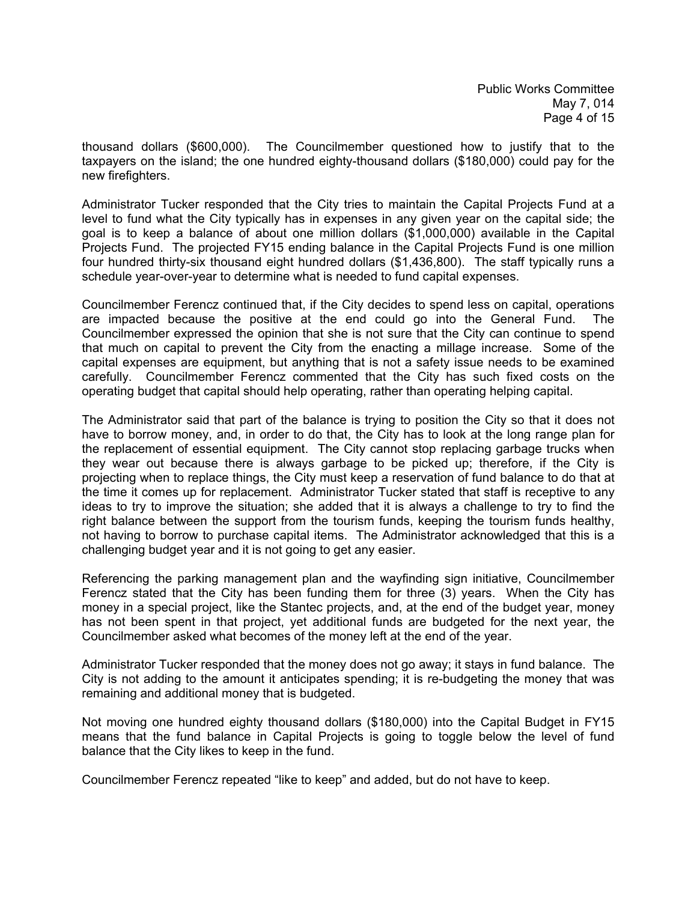thousand dollars ($600,000). The Councilmember questioned how to justify that to the taxpayers on the island; the one hundred eighty-thousand dollars ($180,000) could pay for the new firefighters.

Administrator Tucker responded that the City tries to maintain the Capital Projects Fund at a level to fund what the City typically has in expenses in any given year on the capital side; the goal is to keep a balance of about one million dollars ($1,000,000) available in the Capital Projects Fund. The projected FY15 ending balance in the Capital Projects Fund is one million four hundred thirty-six thousand eight hundred dollars ($1,436,800). The staff typically runs a schedule year-over-year to determine what is needed to fund capital expenses.

Councilmember Ferencz continued that, if the City decides to spend less on capital, operations are impacted because the positive at the end could go into the General Fund. The Councilmember expressed the opinion that she is not sure that the City can continue to spend that much on capital to prevent the City from the enacting a millage increase. Some of the capital expenses are equipment, but anything that is not a safety issue needs to be examined carefully. Councilmember Ferencz commented that the City has such fixed costs on the operating budget that capital should help operating, rather than operating helping capital.

The Administrator said that part of the balance is trying to position the City so that it does not have to borrow money, and, in order to do that, the City has to look at the long range plan for the replacement of essential equipment. The City cannot stop replacing garbage trucks when they wear out because there is always garbage to be picked up; therefore, if the City is projecting when to replace things, the City must keep a reservation of fund balance to do that at the time it comes up for replacement. Administrator Tucker stated that staff is receptive to any ideas to try to improve the situation; she added that it is always a challenge to try to find the right balance between the support from the tourism funds, keeping the tourism funds healthy, not having to borrow to purchase capital items. The Administrator acknowledged that this is a challenging budget year and it is not going to get any easier.

Referencing the parking management plan and the wayfinding sign initiative, Councilmember Ferencz stated that the City has been funding them for three (3) years. When the City has money in a special project, like the Stantec projects, and, at the end of the budget year, money has not been spent in that project, yet additional funds are budgeted for the next year, the Councilmember asked what becomes of the money left at the end of the year.

Administrator Tucker responded that the money does not go away; it stays in fund balance. The City is not adding to the amount it anticipates spending; it is re-budgeting the money that was remaining and additional money that is budgeted.

Not moving one hundred eighty thousand dollars ($180,000) into the Capital Budget in FY15 means that the fund balance in Capital Projects is going to toggle below the level of fund balance that the City likes to keep in the fund.

Councilmember Ferencz repeated "like to keep" and added, but do not have to keep.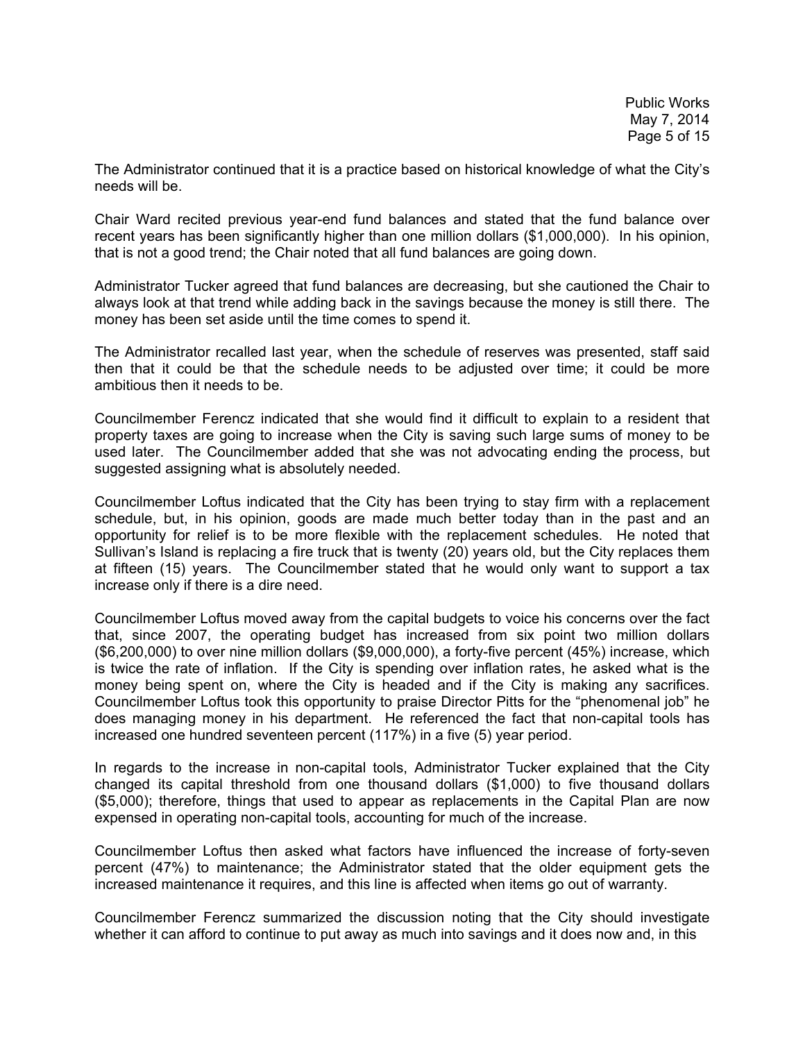The Administrator continued that it is a practice based on historical knowledge of what the City's needs will be.

Chair Ward recited previous year-end fund balances and stated that the fund balance over recent years has been significantly higher than one million dollars ($1,000,000). In his opinion, that is not a good trend; the Chair noted that all fund balances are going down.

Administrator Tucker agreed that fund balances are decreasing, but she cautioned the Chair to always look at that trend while adding back in the savings because the money is still there. The money has been set aside until the time comes to spend it.

The Administrator recalled last year, when the schedule of reserves was presented, staff said then that it could be that the schedule needs to be adjusted over time; it could be more ambitious then it needs to be.

Councilmember Ferencz indicated that she would find it difficult to explain to a resident that property taxes are going to increase when the City is saving such large sums of money to be used later. The Councilmember added that she was not advocating ending the process, but suggested assigning what is absolutely needed.

Councilmember Loftus indicated that the City has been trying to stay firm with a replacement schedule, but, in his opinion, goods are made much better today than in the past and an opportunity for relief is to be more flexible with the replacement schedules. He noted that Sullivan's Island is replacing a fire truck that is twenty (20) years old, but the City replaces them at fifteen (15) years. The Councilmember stated that he would only want to support a tax increase only if there is a dire need.

Councilmember Loftus moved away from the capital budgets to voice his concerns over the fact that, since 2007, the operating budget has increased from six point two million dollars ($6,200,000) to over nine million dollars ($9,000,000), a forty-five percent (45%) increase, which is twice the rate of inflation. If the City is spending over inflation rates, he asked what is the money being spent on, where the City is headed and if the City is making any sacrifices. Councilmember Loftus took this opportunity to praise Director Pitts for the "phenomenal job" he does managing money in his department. He referenced the fact that non-capital tools has increased one hundred seventeen percent (117%) in a five (5) year period.

In regards to the increase in non-capital tools, Administrator Tucker explained that the City changed its capital threshold from one thousand dollars ($1,000) to five thousand dollars ($5,000); therefore, things that used to appear as replacements in the Capital Plan are now expensed in operating non-capital tools, accounting for much of the increase.

Councilmember Loftus then asked what factors have influenced the increase of forty-seven percent (47%) to maintenance; the Administrator stated that the older equipment gets the increased maintenance it requires, and this line is affected when items go out of warranty.

Councilmember Ferencz summarized the discussion noting that the City should investigate whether it can afford to continue to put away as much into savings and it does now and, in this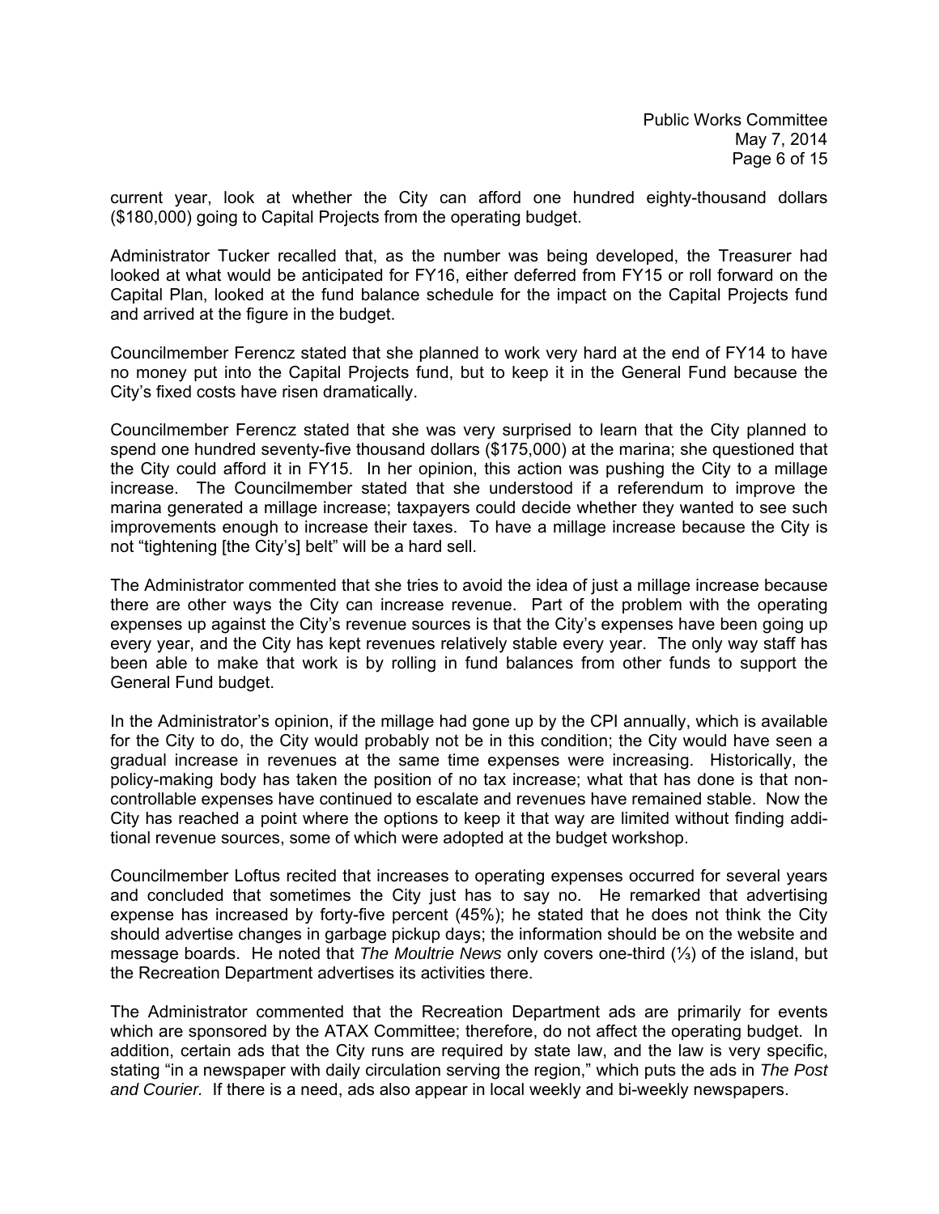current year, look at whether the City can afford one hundred eighty-thousand dollars ($180,000) going to Capital Projects from the operating budget.

Administrator Tucker recalled that, as the number was being developed, the Treasurer had looked at what would be anticipated for FY16, either deferred from FY15 or roll forward on the Capital Plan, looked at the fund balance schedule for the impact on the Capital Projects fund and arrived at the figure in the budget.

Councilmember Ferencz stated that she planned to work very hard at the end of FY14 to have no money put into the Capital Projects fund, but to keep it in the General Fund because the City's fixed costs have risen dramatically.

Councilmember Ferencz stated that she was very surprised to learn that the City planned to spend one hundred seventy-five thousand dollars ($175,000) at the marina; she questioned that the City could afford it in FY15. In her opinion, this action was pushing the City to a millage increase. The Councilmember stated that she understood if a referendum to improve the marina generated a millage increase; taxpayers could decide whether they wanted to see such improvements enough to increase their taxes. To have a millage increase because the City is not "tightening [the City's] belt" will be a hard sell.

The Administrator commented that she tries to avoid the idea of just a millage increase because there are other ways the City can increase revenue. Part of the problem with the operating expenses up against the City's revenue sources is that the City's expenses have been going up every year, and the City has kept revenues relatively stable every year. The only way staff has been able to make that work is by rolling in fund balances from other funds to support the General Fund budget.

In the Administrator's opinion, if the millage had gone up by the CPI annually, which is available for the City to do, the City would probably not be in this condition; the City would have seen a gradual increase in revenues at the same time expenses were increasing. Historically, the policy-making body has taken the position of no tax increase; what that has done is that non-controllable expenses have continued to escalate and revenues have remained stable. Now the City has reached a point where the options to keep it that way are limited without finding additional revenue sources, some of which were adopted at the budget workshop.

Councilmember Loftus recited that increases to operating expenses occurred for several years and concluded that sometimes the City just has to say no. He remarked that advertising expense has increased by forty-five percent (45%); he stated that he does not think the City should advertise changes in garbage pickup days; the information should be on the website and message boards. He noted that *The Moultrie News* only covers one-third (⅓) of the island, but the Recreation Department advertises its activities there.

The Administrator commented that the Recreation Department ads are primarily for events which are sponsored by the ATAX Committee; therefore, do not affect the operating budget. In addition, certain ads that the City runs are required by state law, and the law is very specific, stating "in a newspaper with daily circulation serving the region," which puts the ads in *The Post and Courier.* If there is a need, ads also appear in local weekly and bi-weekly newspapers.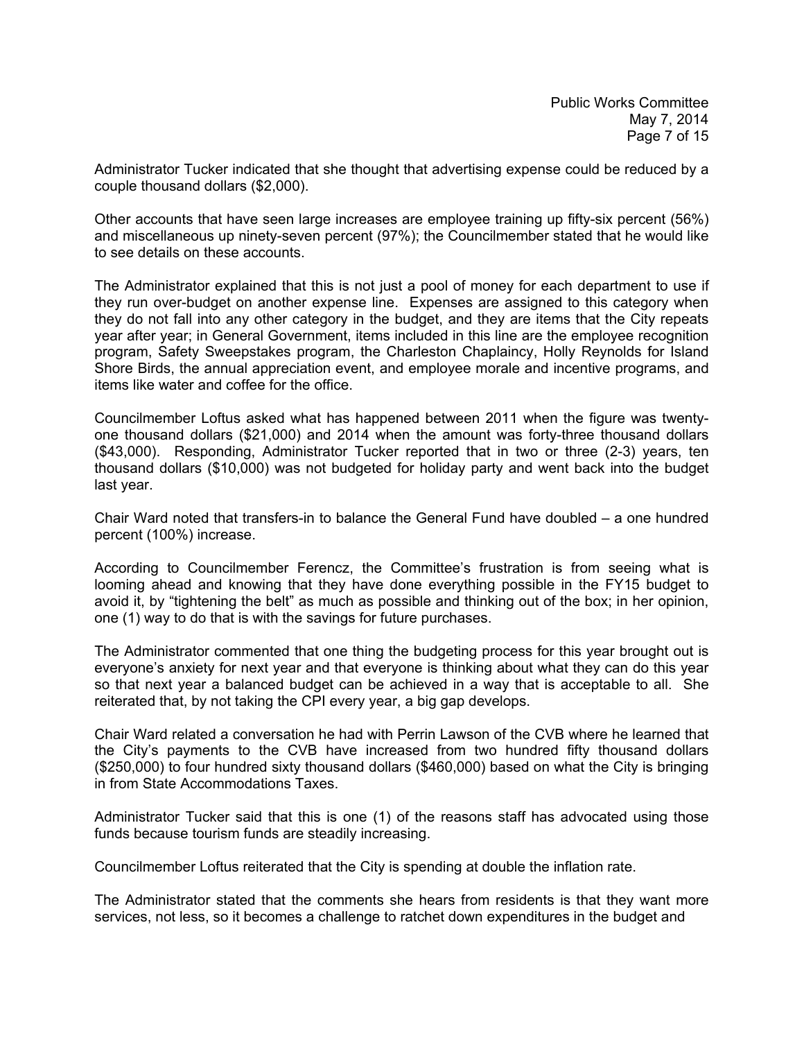Administrator Tucker indicated that she thought that advertising expense could be reduced by a couple thousand dollars ($2,000).

Other accounts that have seen large increases are employee training up fifty-six percent (56%) and miscellaneous up ninety-seven percent (97%); the Councilmember stated that he would like to see details on these accounts.

The Administrator explained that this is not just a pool of money for each department to use if they run over-budget on another expense line. Expenses are assigned to this category when they do not fall into any other category in the budget, and they are items that the City repeats year after year; in General Government, items included in this line are the employee recognition program, Safety Sweepstakes program, the Charleston Chaplaincy, Holly Reynolds for Island Shore Birds, the annual appreciation event, and employee morale and incentive programs, and items like water and coffee for the office.

Councilmember Loftus asked what has happened between 2011 when the figure was twenty-one thousand dollars ($21,000) and 2014 when the amount was forty-three thousand dollars ($43,000). Responding, Administrator Tucker reported that in two or three (2-3) years, ten thousand dollars ($10,000) was not budgeted for holiday party and went back into the budget last year.

Chair Ward noted that transfers-in to balance the General Fund have doubled – a one hundred percent (100%) increase.

According to Councilmember Ferencz, the Committee's frustration is from seeing what is looming ahead and knowing that they have done everything possible in the FY15 budget to avoid it, by "tightening the belt" as much as possible and thinking out of the box; in her opinion, one (1) way to do that is with the savings for future purchases.

The Administrator commented that one thing the budgeting process for this year brought out is everyone's anxiety for next year and that everyone is thinking about what they can do this year so that next year a balanced budget can be achieved in a way that is acceptable to all. She reiterated that, by not taking the CPI every year, a big gap develops.

Chair Ward related a conversation he had with Perrin Lawson of the CVB where he learned that the City's payments to the CVB have increased from two hundred fifty thousand dollars ($250,000) to four hundred sixty thousand dollars ($460,000) based on what the City is bringing in from State Accommodations Taxes.

Administrator Tucker said that this is one (1) of the reasons staff has advocated using those funds because tourism funds are steadily increasing.

Councilmember Loftus reiterated that the City is spending at double the inflation rate.

The Administrator stated that the comments she hears from residents is that they want more services, not less, so it becomes a challenge to ratchet down expenditures in the budget and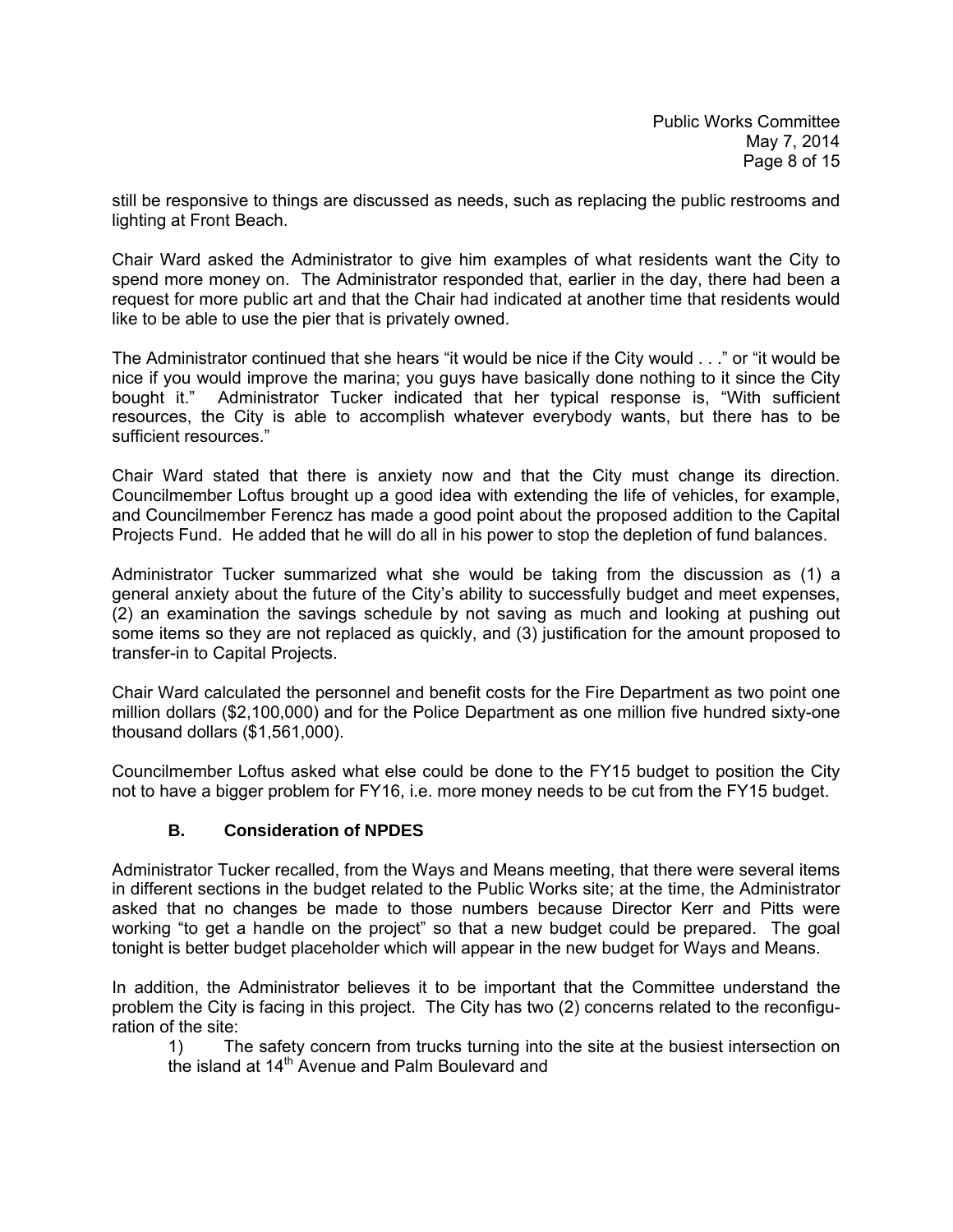still be responsive to things are discussed as needs, such as replacing the public restrooms and lighting at Front Beach.

Chair Ward asked the Administrator to give him examples of what residents want the City to spend more money on. The Administrator responded that, earlier in the day, there had been a request for more public art and that the Chair had indicated at another time that residents would like to be able to use the pier that is privately owned.

The Administrator continued that she hears "it would be nice if the City would . . ." or "it would be nice if you would improve the marina; you guys have basically done nothing to it since the City bought it." Administrator Tucker indicated that her typical response is, "With sufficient resources, the City is able to accomplish whatever everybody wants, but there has to be sufficient resources."

Chair Ward stated that there is anxiety now and that the City must change its direction. Councilmember Loftus brought up a good idea with extending the life of vehicles, for example, and Councilmember Ferencz has made a good point about the proposed addition to the Capital Projects Fund. He added that he will do all in his power to stop the depletion of fund balances.

Administrator Tucker summarized what she would be taking from the discussion as (1) a general anxiety about the future of the City's ability to successfully budget and meet expenses, (2) an examination the savings schedule by not saving as much and looking at pushing out some items so they are not replaced as quickly, and (3) justification for the amount proposed to transfer-in to Capital Projects.

Chair Ward calculated the personnel and benefit costs for the Fire Department as two point one million dollars ($2,100,000) and for the Police Department as one million five hundred sixty-one thousand dollars ($1,561,000).

Councilmember Loftus asked what else could be done to the FY15 budget to position the City not to have a bigger problem for FY16, i.e. more money needs to be cut from the FY15 budget.

### B. Consideration of NPDES

Administrator Tucker recalled, from the Ways and Means meeting, that there were several items in different sections in the budget related to the Public Works site; at the time, the Administrator asked that no changes be made to those numbers because Director Kerr and Pitts were working "to get a handle on the project" so that a new budget could be prepared. The goal tonight is better budget placeholder which will appear in the new budget for Ways and Means.

In addition, the Administrator believes it to be important that the Committee understand the problem the City is facing in this project. The City has two (2) concerns related to the reconfiguration of the site:

1) The safety concern from trucks turning into the site at the busiest intersection on the island at 14th Avenue and Palm Boulevard and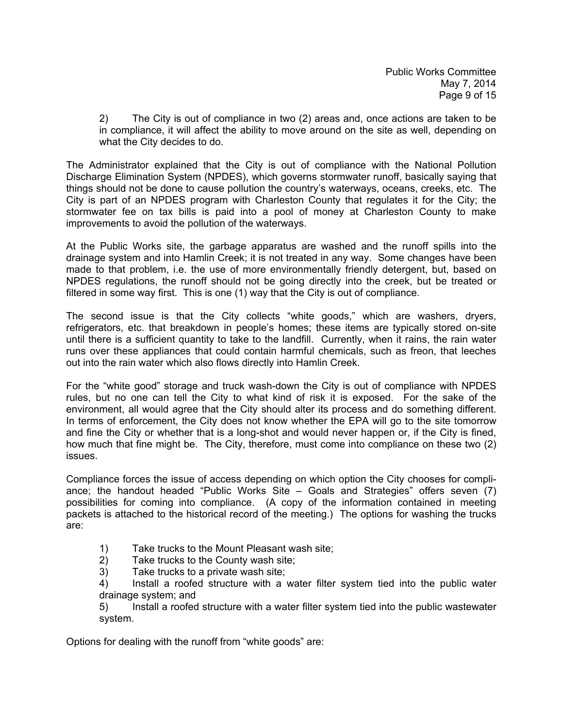2) The City is out of compliance in two (2) areas and, once actions are taken to be in compliance, it will affect the ability to move around on the site as well, depending on what the City decides to do.

The Administrator explained that the City is out of compliance with the National Pollution Discharge Elimination System (NPDES), which governs stormwater runoff, basically saying that things should not be done to cause pollution the country's waterways, oceans, creeks, etc. The City is part of an NPDES program with Charleston County that regulates it for the City; the stormwater fee on tax bills is paid into a pool of money at Charleston County to make improvements to avoid the pollution of the waterways.

At the Public Works site, the garbage apparatus are washed and the runoff spills into the drainage system and into Hamlin Creek; it is not treated in any way. Some changes have been made to that problem, i.e. the use of more environmentally friendly detergent, but, based on NPDES regulations, the runoff should not be going directly into the creek, but be treated or filtered in some way first. This is one (1) way that the City is out of compliance.

The second issue is that the City collects "white goods," which are washers, dryers, refrigerators, etc. that breakdown in people's homes; these items are typically stored on-site until there is a sufficient quantity to take to the landfill. Currently, when it rains, the rain water runs over these appliances that could contain harmful chemicals, such as freon, that leeches out into the rain water which also flows directly into Hamlin Creek.

For the "white good" storage and truck wash-down the City is out of compliance with NPDES rules, but no one can tell the City to what kind of risk it is exposed. For the sake of the environment, all would agree that the City should alter its process and do something different. In terms of enforcement, the City does not know whether the EPA will go to the site tomorrow and fine the City or whether that is a long-shot and would never happen or, if the City is fined, how much that fine might be. The City, therefore, must come into compliance on these two (2) issues.

Compliance forces the issue of access depending on which option the City chooses for compliance; the handout headed "Public Works Site – Goals and Strategies" offers seven (7) possibilities for coming into compliance. (A copy of the information contained in meeting packets is attached to the historical record of the meeting.) The options for washing the trucks are:

1) Take trucks to the Mount Pleasant wash site;
2) Take trucks to the County wash site;
3) Take trucks to a private wash site;
4) Install a roofed structure with a water filter system tied into the public water drainage system; and
5) Install a roofed structure with a water filter system tied into the public wastewater system.

Options for dealing with the runoff from "white goods" are: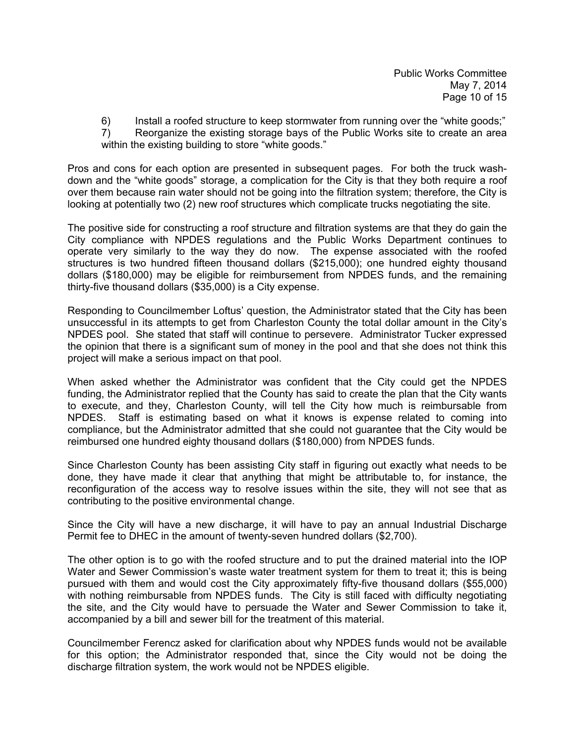6) Install a roofed structure to keep stormwater from running over the "white goods;"

7) Reorganize the existing storage bays of the Public Works site to create an area within the existing building to store "white goods."

Pros and cons for each option are presented in subsequent pages. For both the truck wash-down and the "white goods" storage, a complication for the City is that they both require a roof over them because rain water should not be going into the filtration system; therefore, the City is looking at potentially two (2) new roof structures which complicate trucks negotiating the site.

The positive side for constructing a roof structure and filtration systems are that they do gain the City compliance with NPDES regulations and the Public Works Department continues to operate very similarly to the way they do now. The expense associated with the roofed structures is two hundred fifteen thousand dollars ($215,000); one hundred eighty thousand dollars ($180,000) may be eligible for reimbursement from NPDES funds, and the remaining thirty-five thousand dollars ($35,000) is a City expense.

Responding to Councilmember Loftus' question, the Administrator stated that the City has been unsuccessful in its attempts to get from Charleston County the total dollar amount in the City's NPDES pool. She stated that staff will continue to persevere. Administrator Tucker expressed the opinion that there is a significant sum of money in the pool and that she does not think this project will make a serious impact on that pool.

When asked whether the Administrator was confident that the City could get the NPDES funding, the Administrator replied that the County has said to create the plan that the City wants to execute, and they, Charleston County, will tell the City how much is reimbursable from NPDES. Staff is estimating based on what it knows is expense related to coming into compliance, but the Administrator admitted that she could not guarantee that the City would be reimbursed one hundred eighty thousand dollars ($180,000) from NPDES funds.

Since Charleston County has been assisting City staff in figuring out exactly what needs to be done, they have made it clear that anything that might be attributable to, for instance, the reconfiguration of the access way to resolve issues within the site, they will not see that as contributing to the positive environmental change.

Since the City will have a new discharge, it will have to pay an annual Industrial Discharge Permit fee to DHEC in the amount of twenty-seven hundred dollars ($2,700).

The other option is to go with the roofed structure and to put the drained material into the IOP Water and Sewer Commission's waste water treatment system for them to treat it; this is being pursued with them and would cost the City approximately fifty-five thousand dollars ($55,000) with nothing reimbursable from NPDES funds. The City is still faced with difficulty negotiating the site, and the City would have to persuade the Water and Sewer Commission to take it, accompanied by a bill and sewer bill for the treatment of this material.

Councilmember Ferencz asked for clarification about why NPDES funds would not be available for this option; the Administrator responded that, since the City would not be doing the discharge filtration system, the work would not be NPDES eligible.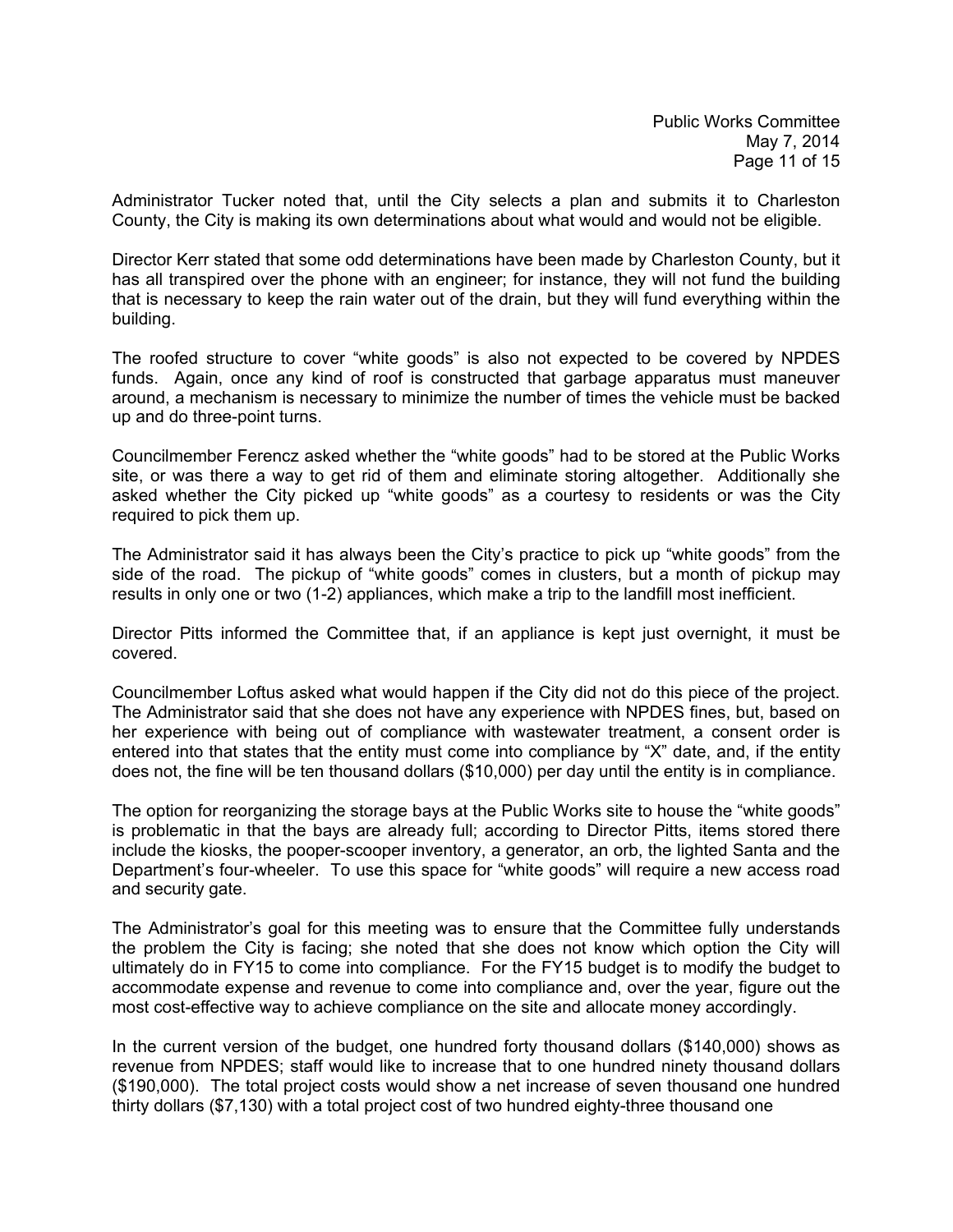Administrator Tucker noted that, until the City selects a plan and submits it to Charleston County, the City is making its own determinations about what would and would not be eligible.

Director Kerr stated that some odd determinations have been made by Charleston County, but it has all transpired over the phone with an engineer; for instance, they will not fund the building that is necessary to keep the rain water out of the drain, but they will fund everything within the building.

The roofed structure to cover "white goods" is also not expected to be covered by NPDES funds. Again, once any kind of roof is constructed that garbage apparatus must maneuver around, a mechanism is necessary to minimize the number of times the vehicle must be backed up and do three-point turns.

Councilmember Ferencz asked whether the "white goods" had to be stored at the Public Works site, or was there a way to get rid of them and eliminate storing altogether. Additionally she asked whether the City picked up "white goods" as a courtesy to residents or was the City required to pick them up.

The Administrator said it has always been the City's practice to pick up "white goods" from the side of the road. The pickup of "white goods" comes in clusters, but a month of pickup may results in only one or two (1-2) appliances, which make a trip to the landfill most inefficient.

Director Pitts informed the Committee that, if an appliance is kept just overnight, it must be covered.

Councilmember Loftus asked what would happen if the City did not do this piece of the project. The Administrator said that she does not have any experience with NPDES fines, but, based on her experience with being out of compliance with wastewater treatment, a consent order is entered into that states that the entity must come into compliance by "X" date, and, if the entity does not, the fine will be ten thousand dollars ($10,000) per day until the entity is in compliance.

The option for reorganizing the storage bays at the Public Works site to house the "white goods" is problematic in that the bays are already full; according to Director Pitts, items stored there include the kiosks, the pooper-scooper inventory, a generator, an orb, the lighted Santa and the Department's four-wheeler. To use this space for "white goods" will require a new access road and security gate.

The Administrator's goal for this meeting was to ensure that the Committee fully understands the problem the City is facing; she noted that she does not know which option the City will ultimately do in FY15 to come into compliance. For the FY15 budget is to modify the budget to accommodate expense and revenue to come into compliance and, over the year, figure out the most cost-effective way to achieve compliance on the site and allocate money accordingly.

In the current version of the budget, one hundred forty thousand dollars ($140,000) shows as revenue from NPDES; staff would like to increase that to one hundred ninety thousand dollars ($190,000). The total project costs would show a net increase of seven thousand one hundred thirty dollars ($7,130) with a total project cost of two hundred eighty-three thousand one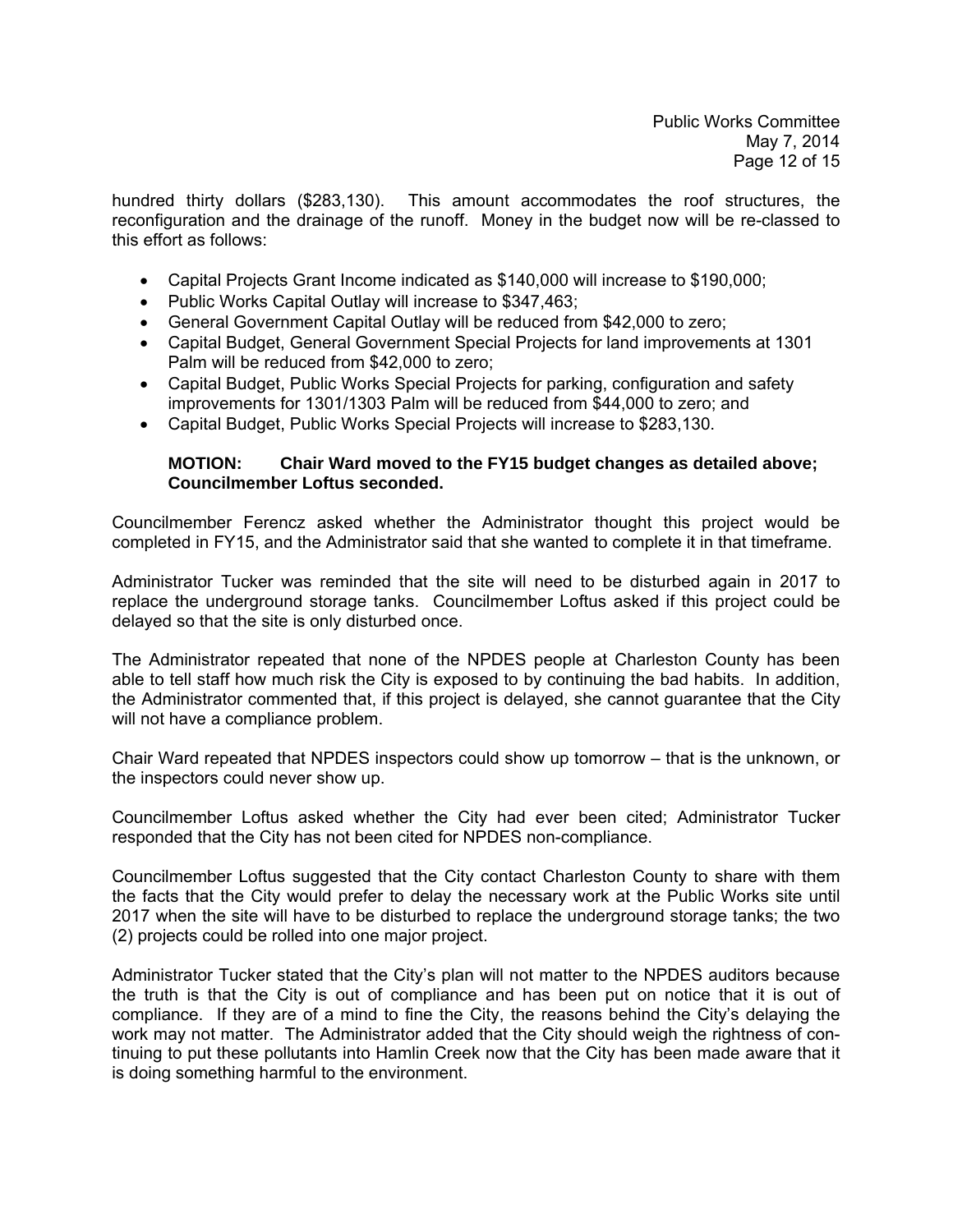hundred thirty dollars ($283,130). This amount accommodates the roof structures, the reconfiguration and the drainage of the runoff. Money in the budget now will be re-classed to this effort as follows:

- Capital Projects Grant Income indicated as $140,000 will increase to $190,000;
- Public Works Capital Outlay will increase to $347,463;
- General Government Capital Outlay will be reduced from $42,000 to zero;
- Capital Budget, General Government Special Projects for land improvements at 1301 Palm will be reduced from $42,000 to zero;
- Capital Budget, Public Works Special Projects for parking, configuration and safety improvements for 1301/1303 Palm will be reduced from $44,000 to zero; and
- Capital Budget, Public Works Special Projects will increase to $283,130.

**MOTION: Chair Ward moved to the FY15 budget changes as detailed above; Councilmember Loftus seconded.**

Councilmember Ferencz asked whether the Administrator thought this project would be completed in FY15, and the Administrator said that she wanted to complete it in that timeframe.

Administrator Tucker was reminded that the site will need to be disturbed again in 2017 to replace the underground storage tanks. Councilmember Loftus asked if this project could be delayed so that the site is only disturbed once.

The Administrator repeated that none of the NPDES people at Charleston County has been able to tell staff how much risk the City is exposed to by continuing the bad habits. In addition, the Administrator commented that, if this project is delayed, she cannot guarantee that the City will not have a compliance problem.

Chair Ward repeated that NPDES inspectors could show up tomorrow – that is the unknown, or the inspectors could never show up.

Councilmember Loftus asked whether the City had ever been cited; Administrator Tucker responded that the City has not been cited for NPDES non-compliance.

Councilmember Loftus suggested that the City contact Charleston County to share with them the facts that the City would prefer to delay the necessary work at the Public Works site until 2017 when the site will have to be disturbed to replace the underground storage tanks; the two (2) projects could be rolled into one major project.

Administrator Tucker stated that the City's plan will not matter to the NPDES auditors because the truth is that the City is out of compliance and has been put on notice that it is out of compliance. If they are of a mind to fine the City, the reasons behind the City's delaying the work may not matter. The Administrator added that the City should weigh the rightness of continuing to put these pollutants into Hamlin Creek now that the City has been made aware that it is doing something harmful to the environment.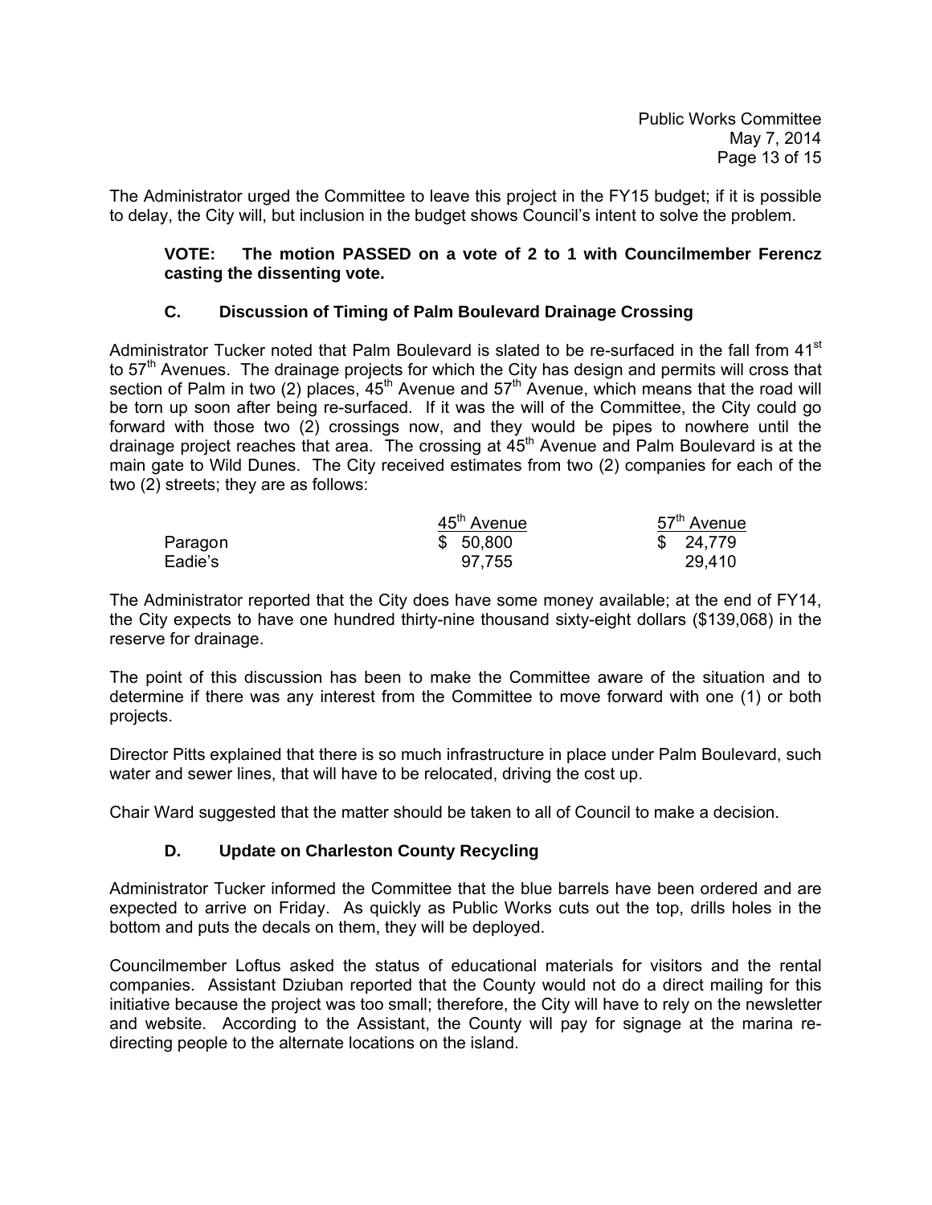The Administrator urged the Committee to leave this project in the FY15 budget; if it is possible to delay, the City will, but inclusion in the budget shows Council's intent to solve the problem.

**VOTE: The motion PASSED on a vote of 2 to 1 with Councilmember Ferencz casting the dissenting vote.**

### C. Discussion of Timing of Palm Boulevard Drainage Crossing

Administrator Tucker noted that Palm Boulevard is slated to be re-surfaced in the fall from 41st to 57th Avenues. The drainage projects for which the City has design and permits will cross that section of Palm in two (2) places, 45th Avenue and 57th Avenue, which means that the road will be torn up soon after being re-surfaced. If it was the will of the Committee, the City could go forward with those two (2) crossings now, and they would be pipes to nowhere until the drainage project reaches that area. The crossing at 45th Avenue and Palm Boulevard is at the main gate to Wild Dunes. The City received estimates from two (2) companies for each of the two (2) streets; they are as follows:

| | 45th Avenue | 57th Avenue |
|---|---|---|
| Paragon | $ 50,800 | $ 24,779 |
| Eadie's | 97,755 | 29,410 |

The Administrator reported that the City does have some money available; at the end of FY14, the City expects to have one hundred thirty-nine thousand sixty-eight dollars ($139,068) in the reserve for drainage.

The point of this discussion has been to make the Committee aware of the situation and to determine if there was any interest from the Committee to move forward with one (1) or both projects.

Director Pitts explained that there is so much infrastructure in place under Palm Boulevard, such water and sewer lines, that will have to be relocated, driving the cost up.

Chair Ward suggested that the matter should be taken to all of Council to make a decision.

### D. Update on Charleston County Recycling

Administrator Tucker informed the Committee that the blue barrels have been ordered and are expected to arrive on Friday. As quickly as Public Works cuts out the top, drills holes in the bottom and puts the decals on them, they will be deployed.

Councilmember Loftus asked the status of educational materials for visitors and the rental companies. Assistant Dziuban reported that the County would not do a direct mailing for this initiative because the project was too small; therefore, the City will have to rely on the newsletter and website. According to the Assistant, the County will pay for signage at the marina re-directing people to the alternate locations on the island.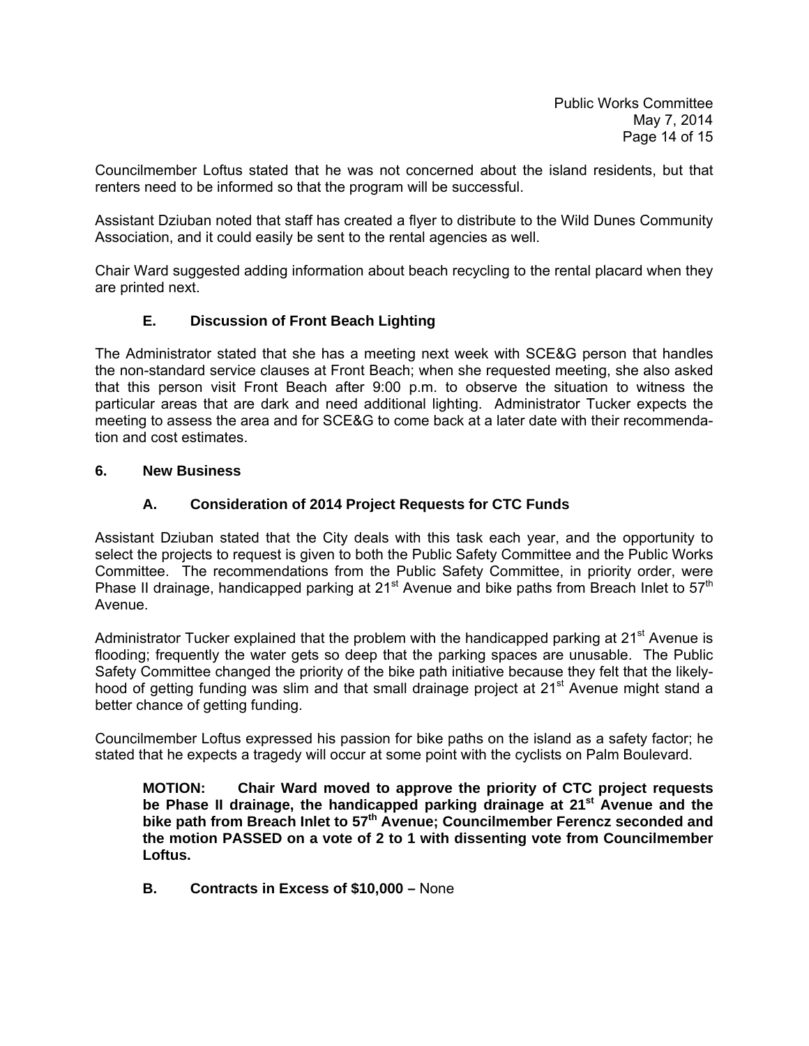Councilmember Loftus stated that he was not concerned about the island residents, but that renters need to be informed so that the program will be successful.

Assistant Dziuban noted that staff has created a flyer to distribute to the Wild Dunes Community Association, and it could easily be sent to the rental agencies as well.

Chair Ward suggested adding information about beach recycling to the rental placard when they are printed next.

### E. Discussion of Front Beach Lighting

The Administrator stated that she has a meeting next week with SCE&G person that handles the non-standard service clauses at Front Beach; when she requested meeting, she also asked that this person visit Front Beach after 9:00 p.m. to observe the situation to witness the particular areas that are dark and need additional lighting. Administrator Tucker expects the meeting to assess the area and for SCE&G to come back at a later date with their recommendation and cost estimates.

## 6. New Business

### A. Consideration of 2014 Project Requests for CTC Funds

Assistant Dziuban stated that the City deals with this task each year, and the opportunity to select the projects to request is given to both the Public Safety Committee and the Public Works Committee. The recommendations from the Public Safety Committee, in priority order, were Phase II drainage, handicapped parking at 21st Avenue and bike paths from Breach Inlet to 57th Avenue.

Administrator Tucker explained that the problem with the handicapped parking at 21st Avenue is flooding; frequently the water gets so deep that the parking spaces are unusable. The Public Safety Committee changed the priority of the bike path initiative because they felt that the likelyhood of getting funding was slim and that small drainage project at 21st Avenue might stand a better chance of getting funding.

Councilmember Loftus expressed his passion for bike paths on the island as a safety factor; he stated that he expects a tragedy will occur at some point with the cyclists on Palm Boulevard.

> **MOTION: Chair Ward moved to approve the priority of CTC project requests be Phase II drainage, the handicapped parking drainage at 21st Avenue and the bike path from Breach Inlet to 57th Avenue; Councilmember Ferencz seconded and the motion PASSED on a vote of 2 to 1 with dissenting vote from Councilmember Loftus.**

### B. Contracts in Excess of $10,000 – None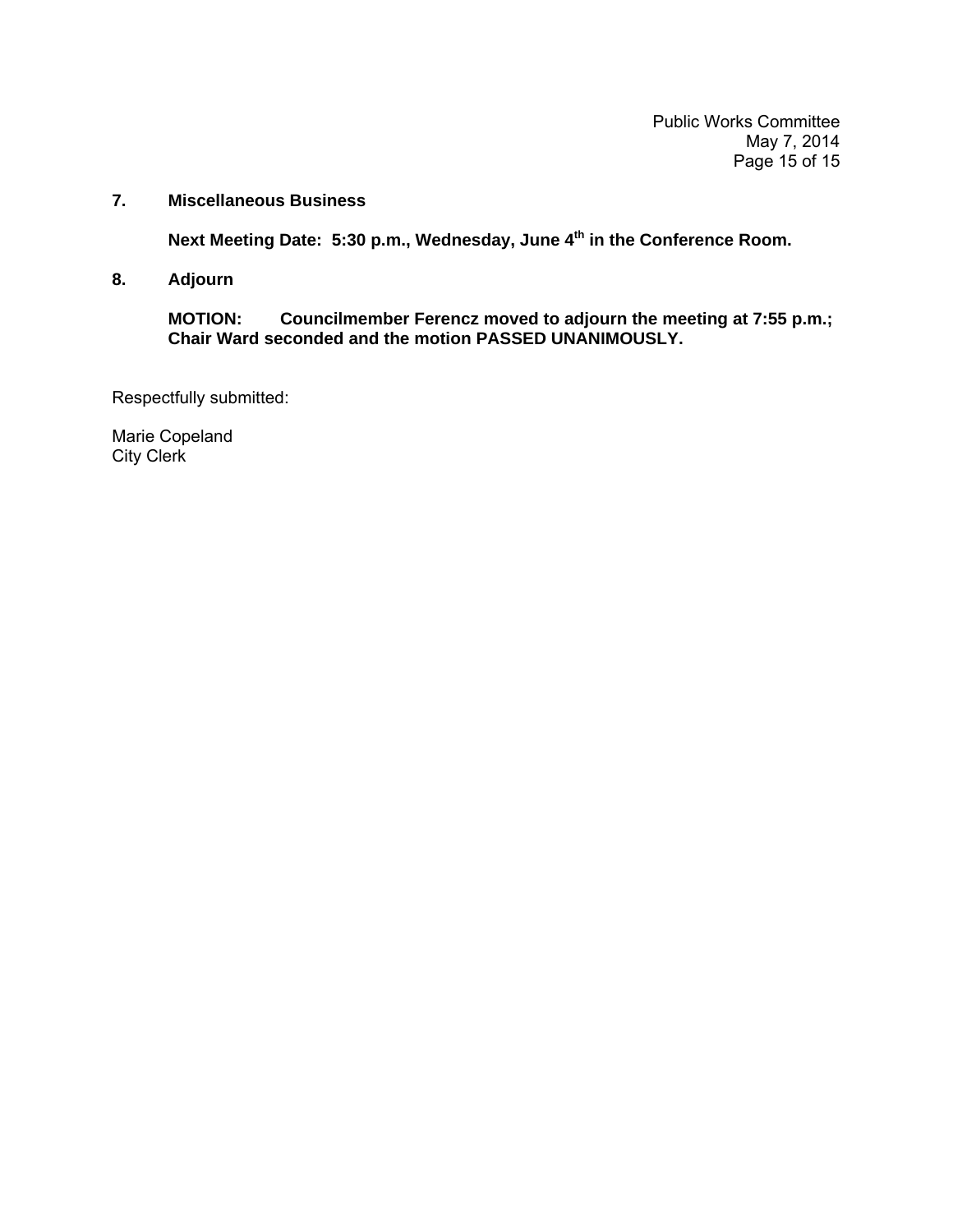**7. Miscellaneous Business**

**Next Meeting Date: 5:30 p.m., Wednesday, June 4th in the Conference Room.**

**8. Adjourn**

**MOTION: Councilmember Ferencz moved to adjourn the meeting at 7:55 p.m.; Chair Ward seconded and the motion PASSED UNANIMOUSLY.**

Respectfully submitted:

Marie Copeland
City Clerk